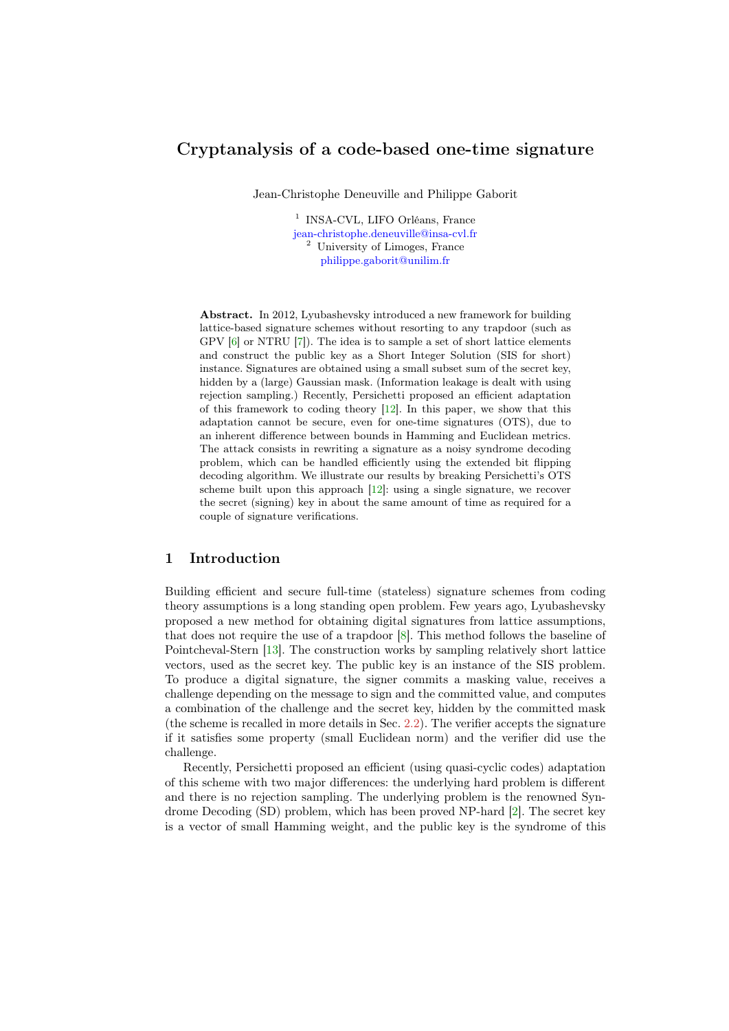# Cryptanalysis of a code-based one-time signature

Jean-Christophe Deneuville and Philippe Gaborit

[1] INSA-CVL, LIFO Orléans, France
jean-christophe.deneuville@insa-cvl.fr
[2] University of Limoges, France
philippe.gaborit@unilim.fr

**Abstract.** In 2012, Lyubashevsky introduced a new framework for building lattice-based signature schemes without resorting to any trapdoor (such as GPV [6] or NTRU [7]). The idea is to sample a set of short lattice elements and construct the public key as a Short Integer Solution (SIS for short) instance. Signatures are obtained using a small subset sum of the secret key, hidden by a (large) Gaussian mask. (Information leakage is dealt with using rejection sampling.) Recently, Persichetti proposed an efficient adaptation of this framework to coding theory [12]. In this paper, we show that this adaptation cannot be secure, even for one-time signatures (OTS), due to an inherent difference between bounds in Hamming and Euclidean metrics. The attack consists in rewriting a signature as a noisy syndrome decoding problem, which can be handled efficiently using the extended bit flipping decoding algorithm. We illustrate our results by breaking Persichetti's OTS scheme built upon this approach [12]: using a single signature, we recover the secret (signing) key in about the same amount of time as required for a couple of signature verifications.

## 1 Introduction

Building efficient and secure full-time (stateless) signature schemes from coding theory assumptions is a long standing open problem. Few years ago, Lyubashevsky proposed a new method for obtaining digital signatures from lattice assumptions, that does not require the use of a trapdoor [8]. This method follows the baseline of Pointcheval-Stern [13]. The construction works by sampling relatively short lattice vectors, used as the secret key. The public key is an instance of the SIS problem. To produce a digital signature, the signer commits a masking value, receives a challenge depending on the message to sign and the committed value, and computes a combination of the challenge and the secret key, hidden by the committed mask (the scheme is recalled in more details in Sec. 2.2). The verifier accepts the signature if it satisfies some property (small Euclidean norm) and the verifier did use the challenge.

Recently, Persichetti proposed an efficient (using quasi-cyclic codes) adaptation of this scheme with two major differences: the underlying hard problem is different and there is no rejection sampling. The underlying problem is the renowned Syndrome Decoding (SD) problem, which has been proved NP-hard [2]. The secret key is a vector of small Hamming weight, and the public key is the syndrome of this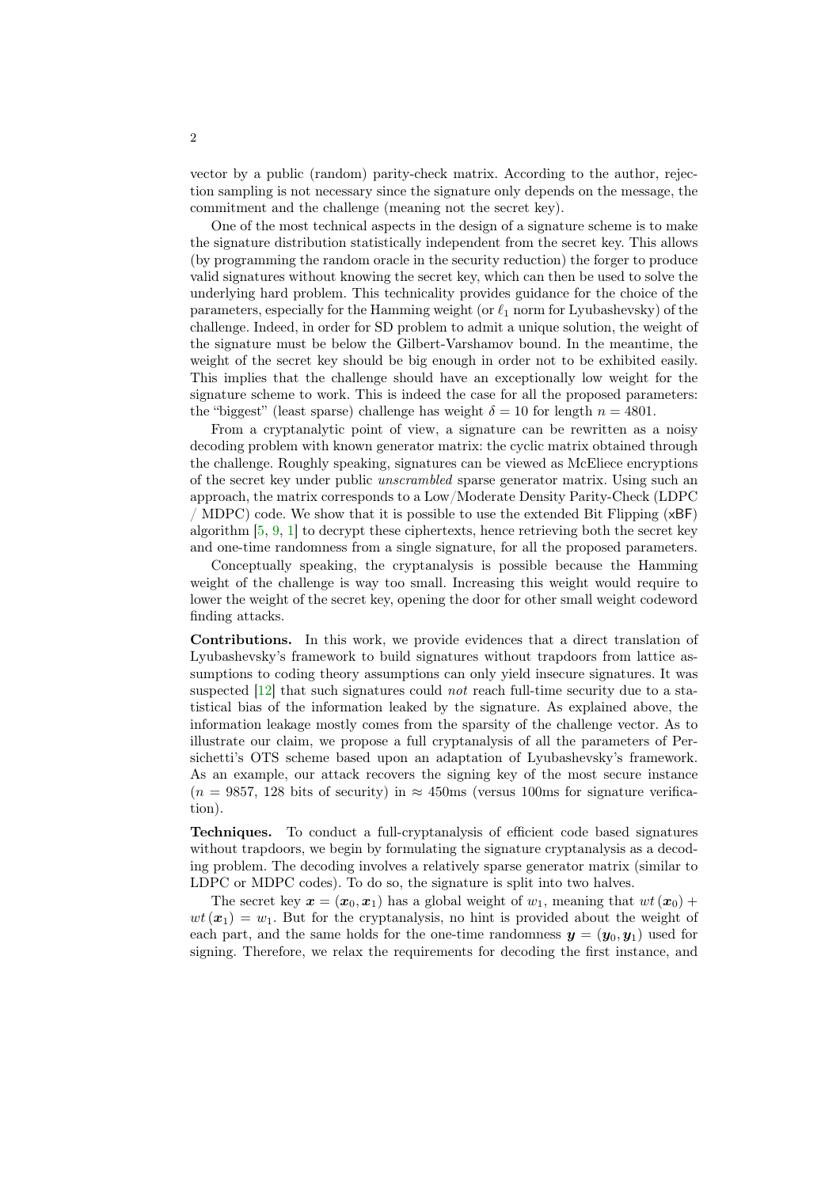vector by a public (random) parity-check matrix. According to the author, rejection sampling is not necessary since the signature only depends on the message, the commitment and the challenge (meaning not the secret key).

One of the most technical aspects in the design of a signature scheme is to make the signature distribution statistically independent from the secret key. This allows (by programming the random oracle in the security reduction) the forger to produce valid signatures without knowing the secret key, which can then be used to solve the underlying hard problem. This technicality provides guidance for the choice of the parameters, especially for the Hamming weight (or $\ell_1$ norm for Lyubashevsky) of the challenge. Indeed, in order for SD problem to admit a unique solution, the weight of the signature must be below the Gilbert-Varshamov bound. In the meantime, the weight of the secret key should be big enough in order not to be exhibited easily. This implies that the challenge should have an exceptionally low weight for the signature scheme to work. This is indeed the case for all the proposed parameters: the "biggest" (least sparse) challenge has weight $\delta = 10$ for length $n = 4801$.

From a cryptanalytic point of view, a signature can be rewritten as a noisy decoding problem with known generator matrix: the cyclic matrix obtained through the challenge. Roughly speaking, signatures can be viewed as McEliece encryptions of the secret key under public *unscrambled* sparse generator matrix. Using such an approach, the matrix corresponds to a Low/Moderate Density Parity-Check (LDPC / MDPC) code. We show that it is possible to use the extended Bit Flipping (xBF) algorithm [5, 9, 1] to decrypt these ciphertexts, hence retrieving both the secret key and one-time randomness from a single signature, for all the proposed parameters.

Conceptually speaking, the cryptanalysis is possible because the Hamming weight of the challenge is way too small. Increasing this weight would require to lower the weight of the secret key, opening the door for other small weight codeword finding attacks.

**Contributions.** In this work, we provide evidences that a direct translation of Lyubashevsky's framework to build signatures without trapdoors from lattice assumptions to coding theory assumptions can only yield insecure signatures. It was suspected [12] that such signatures could *not* reach full-time security due to a statistical bias of the information leaked by the signature. As explained above, the information leakage mostly comes from the sparsity of the challenge vector. As to illustrate our claim, we propose a full cryptanalysis of all the parameters of Persichetti's OTS scheme based upon an adaptation of Lyubashevsky's framework. As an example, our attack recovers the signing key of the most secure instance ($n = 9857$, 128 bits of security) in $\approx 450$ms (versus 100ms for signature verification).

**Techniques.** To conduct a full-cryptanalysis of efficient code based signatures without trapdoors, we begin by formulating the signature cryptanalysis as a decoding problem. The decoding involves a relatively sparse generator matrix (similar to LDPC or MDPC codes). To do so, the signature is split into two halves.

The secret key $\boldsymbol{x} = (\boldsymbol{x}_0, \boldsymbol{x}_1)$ has a global weight of $w_1$, meaning that $wt(\boldsymbol{x}_0) + wt(\boldsymbol{x}_1) = w_1$. But for the cryptanalysis, no hint is provided about the weight of each part, and the same holds for the one-time randomness $\boldsymbol{y} = (\boldsymbol{y}_0, \boldsymbol{y}_1)$ used for signing. Therefore, we relax the requirements for decoding the first instance, and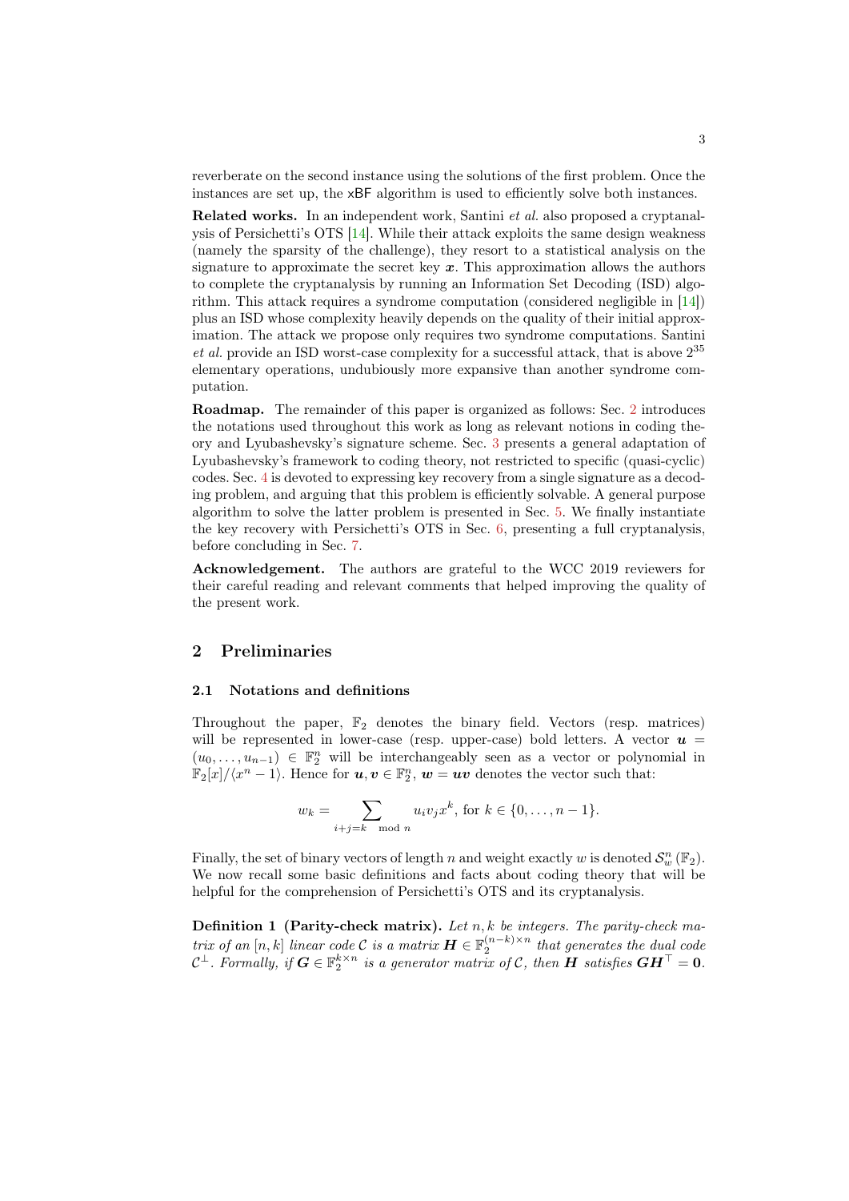reverberate on the second instance using the solutions of the first problem. Once the instances are set up, the xBF algorithm is used to efficiently solve both instances.

**Related works.** In an independent work, Santini *et al.* also proposed a cryptanalysis of Persichetti's OTS [14]. While their attack exploits the same design weakness (namely the sparsity of the challenge), they resort to a statistical analysis on the signature to approximate the secret key $\boldsymbol{x}$. This approximation allows the authors to complete the cryptanalysis by running an Information Set Decoding (ISD) algorithm. This attack requires a syndrome computation (considered negligible in [14]) plus an ISD whose complexity heavily depends on the quality of their initial approximation. The attack we propose only requires two syndrome computations. Santini *et al.* provide an ISD worst-case complexity for a successful attack, that is above $2^{35}$ elementary operations, undubiously more expansive than another syndrome computation.

**Roadmap.** The remainder of this paper is organized as follows: Sec. 2 introduces the notations used throughout this work as long as relevant notions in coding theory and Lyubashevsky's signature scheme. Sec. 3 presents a general adaptation of Lyubashevsky's framework to coding theory, not restricted to specific (quasi-cyclic) codes. Sec. 4 is devoted to expressing key recovery from a single signature as a decoding problem, and arguing that this problem is efficiently solvable. A general purpose algorithm to solve the latter problem is presented in Sec. 5. We finally instantiate the key recovery with Persichetti's OTS in Sec. 6, presenting a full cryptanalysis, before concluding in Sec. 7.

**Acknowledgement.** The authors are grateful to the WCC 2019 reviewers for their careful reading and relevant comments that helped improving the quality of the present work.

## 2 Preliminaries

### 2.1 Notations and definitions

Throughout the paper, $\mathbb{F}_2$ denotes the binary field. Vectors (resp. matrices) will be represented in lower-case (resp. upper-case) bold letters. A vector $\boldsymbol{u} = (u_0, \ldots, u_{n-1}) \in \mathbb{F}_2^n$ will be interchangeably seen as a vector or polynomial in $\mathbb{F}_2[x]/\langle x^n - 1\rangle$. Hence for $\boldsymbol{u}, \boldsymbol{v} \in \mathbb{F}_2^n$, $\boldsymbol{w} = \boldsymbol{u}\boldsymbol{v}$ denotes the vector such that:

$$w_k = \sum_{i+j=k \mod n} u_i v_j x^k, \text{ for } k \in \{0, \ldots, n-1\}.$$

Finally, the set of binary vectors of length $n$ and weight exactly $w$ is denoted $\mathcal{S}_w^n(\mathbb{F}_2)$. We now recall some basic definitions and facts about coding theory that will be helpful for the comprehension of Persichetti's OTS and its cryptanalysis.

**Definition 1 (Parity-check matrix).** *Let $n, k$ be integers. The parity-check matrix of an $[n, k]$ linear code $\mathcal{C}$ is a matrix $\boldsymbol{H} \in \mathbb{F}_2^{(n-k)\times n}$ that generates the dual code $\mathcal{C}^\perp$. Formally, if $\boldsymbol{G} \in \mathbb{F}_2^{k\times n}$ is a generator matrix of $\mathcal{C}$, then $\boldsymbol{H}$ satisfies $\boldsymbol{G}\boldsymbol{H}^\top = \boldsymbol{0}$.*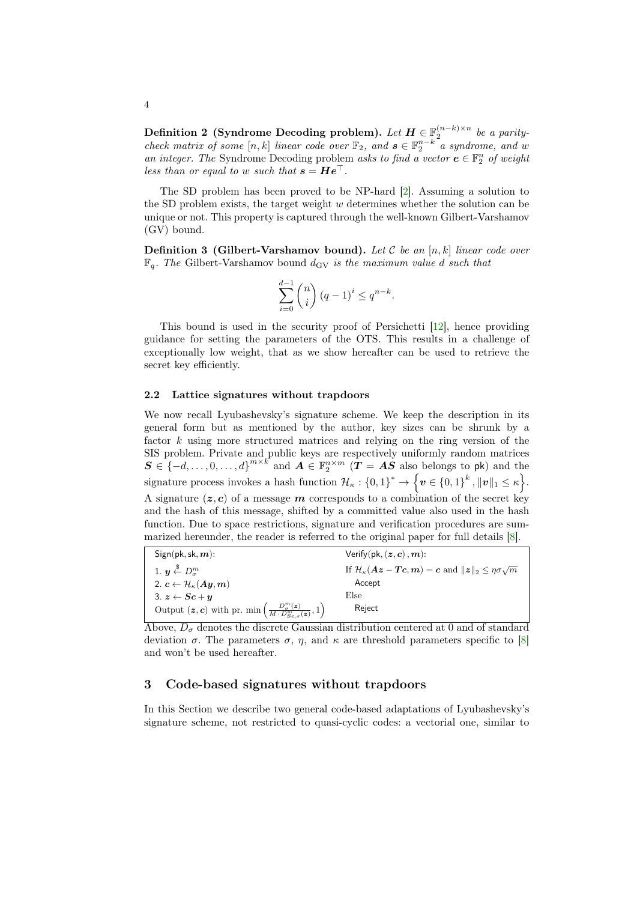**Definition 2 (Syndrome Decoding problem).** *Let $\boldsymbol{H} \in \mathbb{F}_2^{(n-k)\times n}$ be a parity-check matrix of some $[n,k]$ linear code over $\mathbb{F}_2$, and $\boldsymbol{s} \in \mathbb{F}_2^{n-k}$ a syndrome, and $w$ an integer. The* Syndrome Decoding problem *asks to find a vector $\boldsymbol{e} \in \mathbb{F}_2^n$ of weight less than or equal to $w$ such that $\boldsymbol{s} = \boldsymbol{H}\boldsymbol{e}^\top$.*

The SD problem has been proved to be NP-hard [2]. Assuming a solution to the SD problem exists, the target weight $w$ determines whether the solution can be unique or not. This property is captured through the well-known Gilbert-Varshamov (GV) bound.

**Definition 3 (Gilbert-Varshamov bound).** *Let $\mathcal{C}$ be an $[n,k]$ linear code over $\mathbb{F}_q$. The* Gilbert-Varshamov bound *$d_{\mathrm{GV}}$ is the maximum value $d$ such that*

$$\sum_{i=0}^{d-1} \binom{n}{i} (q-1)^i \leq q^{n-k}.$$

This bound is used in the security proof of Persichetti [12], hence providing guidance for setting the parameters of the OTS. This results in a challenge of exceptionally low weight, that as we show hereafter can be used to retrieve the secret key efficiently.

### 2.2 Lattice signatures without trapdoors

We now recall Lyubashevsky's signature scheme. We keep the description in its general form but as mentioned by the author, key sizes can be shrunk by a factor $k$ using more structured matrices and relying on the ring version of the SIS problem. Private and public keys are respectively uniformly random matrices $\boldsymbol{S} \in \{-d,\ldots,0,\ldots,d\}^{m\times k}$ and $\boldsymbol{A} \in \mathbb{F}_2^{n\times m}$ ($\boldsymbol{T} = \boldsymbol{A}\boldsymbol{S}$ also belongs to $\mathsf{pk}$) and the signature process invokes a hash function $\mathcal{H}_\kappa : \{0,1\}^* \to \left\{\boldsymbol{v} \in \{0,1\}^k, \|\boldsymbol{v}\|_1 \leq \kappa\right\}$. A signature $(\boldsymbol{z},\boldsymbol{c})$ of a message $\boldsymbol{m}$ corresponds to a combination of the secret key and the hash of this message, shifted by a committed value also used in the hash function. Due to space restrictions, signature and verification procedures are summarized hereunder, the reader is referred to the original paper for full details [8].

| $\mathsf{Sign}(\mathsf{pk}, \mathsf{sk}, \boldsymbol{m})$: | $\mathsf{Verify}(\mathsf{pk}, (\boldsymbol{z},\boldsymbol{c}), \boldsymbol{m})$: |
|---|---|
| 1. $\boldsymbol{y} \xleftarrow{\$} D_\sigma^m$ | If $\mathcal{H}_\kappa(\boldsymbol{A}\boldsymbol{z} - \boldsymbol{T}\boldsymbol{c}, \boldsymbol{m}) = \boldsymbol{c}$ and $\|\boldsymbol{z}\|_2 \leq \eta\sigma\sqrt{m}$ |
| 2. $\boldsymbol{c} \leftarrow \mathcal{H}_\kappa(\boldsymbol{A}\boldsymbol{y}, \boldsymbol{m})$ | Accept |
| 3. $\boldsymbol{z} \leftarrow \boldsymbol{S}\boldsymbol{c} + \boldsymbol{y}$ | Else |
| Output $(\boldsymbol{z},\boldsymbol{c})$ with pr. $\min\left(\frac{D_\sigma^m(\boldsymbol{z})}{M\cdot D_{\boldsymbol{S}\boldsymbol{c},\sigma}^m(\boldsymbol{z})}, 1\right)$ | Reject |

Above, $D_\sigma$ denotes the discrete Gaussian distribution centered at 0 and of standard deviation $\sigma$. The parameters $\sigma$, $\eta$, and $\kappa$ are threshold parameters specific to [8] and won't be used hereafter.

## 3 Code-based signatures without trapdoors

In this Section we describe two general code-based adaptations of Lyubashevsky's signature scheme, not restricted to quasi-cyclic codes: a vectorial one, similar to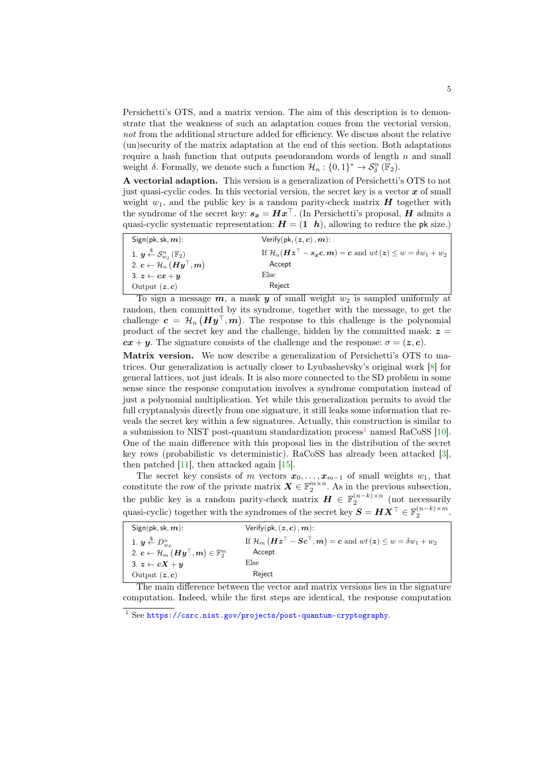Persichetti's OTS, and a matrix version. The aim of this description is to demonstrate that the weakness of such an adaptation comes from the vectorial version, *not* from the additional structure added for efficiency. We discuss about the relative (un)security of the matrix adaptation at the end of this section. Both adaptations require a hash function that outputs pseudorandom words of length $n$ and small weight $\delta$. Formally, we denote such a function $\mathcal{H}_n : \{0,1\}^* \to \mathcal{S}_\delta^n(\mathbb{F}_2)$.

**A vectorial adaption.** This version is a generalization of Persichetti's OTS to not just quasi-cyclic codes. In this vectorial version, the secret key is a vector $\boldsymbol{x}$ of small weight $w_1$, and the public key is a random parity-check matrix $\boldsymbol{H}$ together with the syndrome of the secret key: $\boldsymbol{s_x} = \boldsymbol{H}\boldsymbol{x}^\top$. (In Persichetti's proposal, $\boldsymbol{H}$ admits a quasi-cyclic systematic representation: $\boldsymbol{H} = (\boldsymbol{1} \ \ \boldsymbol{h})$, allowing to reduce the pk size.)

| Sign(pk, sk, $\boldsymbol{m}$): | Verify(pk, $(\boldsymbol{z}, \boldsymbol{c})$, $\boldsymbol{m}$): |
|---|---|
| 1. $\boldsymbol{y} \xleftarrow{\$} \mathcal{S}_{w_2}^n(\mathbb{F}_2)$ | If $\mathcal{H}_n(\boldsymbol{H}\boldsymbol{z}^\top - \boldsymbol{s_x}\boldsymbol{c}, \boldsymbol{m}) = \boldsymbol{c}$ and $wt(\boldsymbol{z}) \le w = \delta w_1 + w_2$ |
| 2. $\boldsymbol{c} \leftarrow \mathcal{H}_n(\boldsymbol{H}\boldsymbol{y}^\top, \boldsymbol{m})$ | Accept |
| 3. $\boldsymbol{z} \leftarrow \boldsymbol{c}\boldsymbol{x} + \boldsymbol{y}$ | Else |
| Output $(\boldsymbol{z}, \boldsymbol{c})$ | Reject |

To sign a message $\boldsymbol{m}$, a mask $\boldsymbol{y}$ of small weight $w_2$ is sampled uniformly at random, then committed by its syndrome, together with the message, to get the challenge $\boldsymbol{c} = \mathcal{H}_n(\boldsymbol{H}\boldsymbol{y}^\top, \boldsymbol{m})$. The response to this challenge is the polynomial product of the secret key and the challenge, hidden by the committed mask: $\boldsymbol{z} = \boldsymbol{c}\boldsymbol{x} + \boldsymbol{y}$. The signature consists of the challenge and the response: $\sigma = (\boldsymbol{z}, \boldsymbol{c})$.

**Matrix version.** We now describe a generalization of Persichetti's OTS to matrices. Our generalization is actually closer to Lyubashevsky's original work [8] for general lattices, not just ideals. It is also more connected to the SD problem in some sense since the response computation involves a syndrome computation instead of just a polynomial multiplication. Yet while this generalization permits to avoid the full cryptanalysis directly from one signature, it still leaks some information that reveals the secret key within a few signatures. Actually, this construction is similar to a submission to NIST post-quantum standardization process[1] named RaCoSS [10]. One of the main difference with this proposal lies in the distribution of the secret key rows (probabilistic vs deterministic). RaCoSS has already been attacked [3], then patched [11], then attacked again [15].

The secret key consists of $m$ vectors $\boldsymbol{x}_0, \ldots, \boldsymbol{x}_{m-1}$ of small weights $w_1$, that constitute the row of the private matrix $\boldsymbol{X} \in \mathbb{F}_2^{m \times n}$. As in the previous subsection, the public key is a random parity-check matrix $\boldsymbol{H} \in \mathbb{F}_2^{(n-k)\times n}$ (not necessarily quasi-cyclic) together with the syndromes of the secret key $\boldsymbol{S} = \boldsymbol{H}\boldsymbol{X}^\top \in \mathbb{F}_2^{(n-k)\times m}$.

| Sign(pk, sk, $\boldsymbol{m}$): | Verify(pk, $(\boldsymbol{z}, \boldsymbol{c})$, $\boldsymbol{m}$): |
|---|---|
| 1. $\boldsymbol{y} \xleftarrow{\$} D_{w_2}^n$ | If $\mathcal{H}_m(\boldsymbol{H}\boldsymbol{z}^\top - \boldsymbol{S}\boldsymbol{c}^\top, \boldsymbol{m}) = \boldsymbol{c}$ and $wt(\boldsymbol{z}) \le w = \delta w_1 + w_2$ |
| 2. $\boldsymbol{c} \leftarrow \mathcal{H}_m(\boldsymbol{H}\boldsymbol{y}^\top, \boldsymbol{m}) \in \mathbb{F}_2^m$ | Accept |
| 3. $\boldsymbol{z} \leftarrow \boldsymbol{c}\boldsymbol{X} + \boldsymbol{y}$ | Else |
| Output $(\boldsymbol{z}, \boldsymbol{c})$ | Reject |

The main difference between the vector and matrix versions lies in the signature computation. Indeed, while the first steps are identical, the response computation

[1] See https://csrc.nist.gov/projects/post-quantum-cryptography.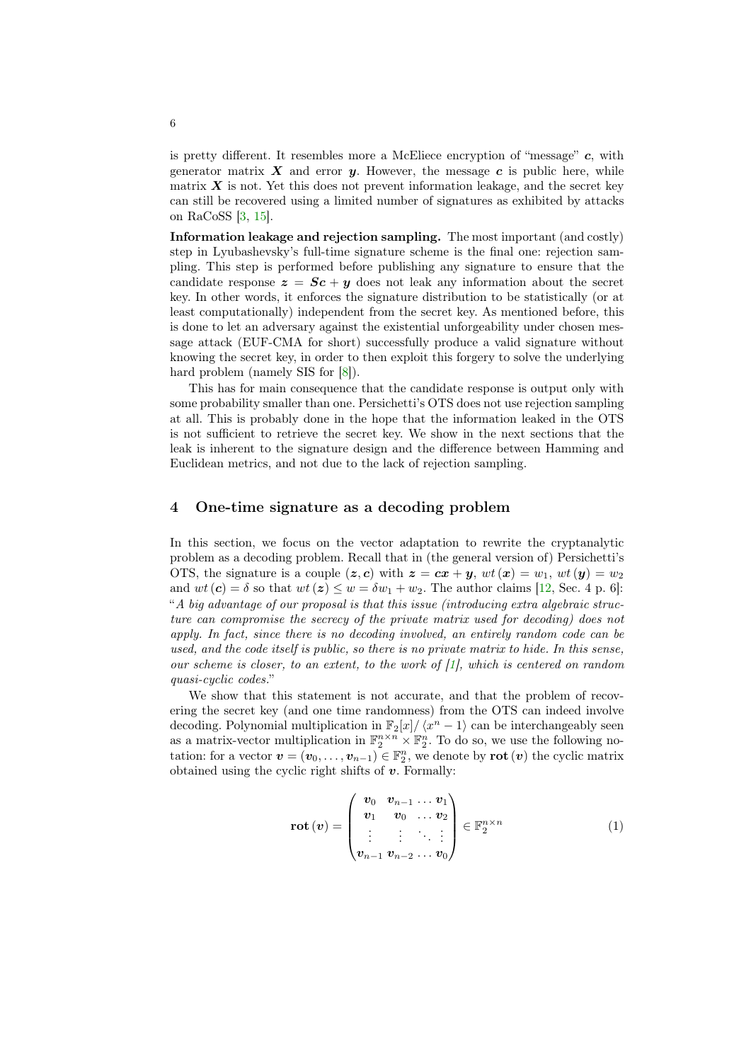is pretty different. It resembles more a McEliece encryption of "message" $\boldsymbol{c}$, with generator matrix $\boldsymbol{X}$ and error $\boldsymbol{y}$. However, the message $\boldsymbol{c}$ is public here, while matrix $\boldsymbol{X}$ is not. Yet this does not prevent information leakage, and the secret key can still be recovered using a limited number of signatures as exhibited by attacks on RaCoSS [3, 15].

**Information leakage and rejection sampling.** The most important (and costly) step in Lyubashevsky's full-time signature scheme is the final one: rejection sampling. This step is performed before publishing any signature to ensure that the candidate response $\boldsymbol{z} = \boldsymbol{S}\boldsymbol{c} + \boldsymbol{y}$ does not leak any information about the secret key. In other words, it enforces the signature distribution to be statistically (or at least computationally) independent from the secret key. As mentioned before, this is done to let an adversary against the existential unforgeability under chosen message attack (EUF-CMA for short) successfully produce a valid signature without knowing the secret key, in order to then exploit this forgery to solve the underlying hard problem (namely SIS for [8]).

This has for main consequence that the candidate response is output only with some probability smaller than one. Persichetti's OTS does not use rejection sampling at all. This is probably done in the hope that the information leaked in the OTS is not sufficient to retrieve the secret key. We show in the next sections that the leak is inherent to the signature design and the difference between Hamming and Euclidean metrics, and not due to the lack of rejection sampling.

## 4 One-time signature as a decoding problem

In this section, we focus on the vector adaptation to rewrite the cryptanalytic problem as a decoding problem. Recall that in (the general version of) Persichetti's OTS, the signature is a couple $(\boldsymbol{z}, \boldsymbol{c})$ with $\boldsymbol{z} = \boldsymbol{c}\boldsymbol{x} + \boldsymbol{y}$, $wt(\boldsymbol{x}) = w_1$, $wt(\boldsymbol{y}) = w_2$ and $wt(\boldsymbol{c}) = \delta$ so that $wt(\boldsymbol{z}) \leq w = \delta w_1 + w_2$. The author claims [12, Sec. 4 p. 6]: "*A big advantage of our proposal is that this issue (introducing extra algebraic structure can compromise the secrecy of the private matrix used for decoding) does not apply. In fact, since there is no decoding involved, an entirely random code can be used, and the code itself is public, so there is no private matrix to hide. In this sense, our scheme is closer, to an extent, to the work of [1], which is centered on random quasi-cyclic codes.*"

We show that this statement is not accurate, and that the problem of recovering the secret key (and one time randomness) from the OTS can indeed involve decoding. Polynomial multiplication in $\mathbb{F}_2[x]/\langle x^n - 1\rangle$ can be interchangeably seen as a matrix-vector multiplication in $\mathbb{F}_2^{n\times n} \times \mathbb{F}_2^n$. To do so, we use the following notation: for a vector $\boldsymbol{v} = (\boldsymbol{v}_0, \ldots, \boldsymbol{v}_{n-1}) \in \mathbb{F}_2^n$, we denote by $\mathbf{rot}(\boldsymbol{v})$ the cyclic matrix obtained using the cyclic right shifts of $\boldsymbol{v}$. Formally:

$$\mathbf{rot}(\boldsymbol{v}) = \begin{pmatrix} \boldsymbol{v}_0 & \boldsymbol{v}_{n-1} & \ldots & \boldsymbol{v}_1 \\ \boldsymbol{v}_1 & \boldsymbol{v}_0 & \ldots & \boldsymbol{v}_2 \\ \vdots & \vdots & \ddots & \vdots \\ \boldsymbol{v}_{n-1} & \boldsymbol{v}_{n-2} & \ldots & \boldsymbol{v}_0 \end{pmatrix} \in \mathbb{F}_2^{n\times n} \tag{1}$$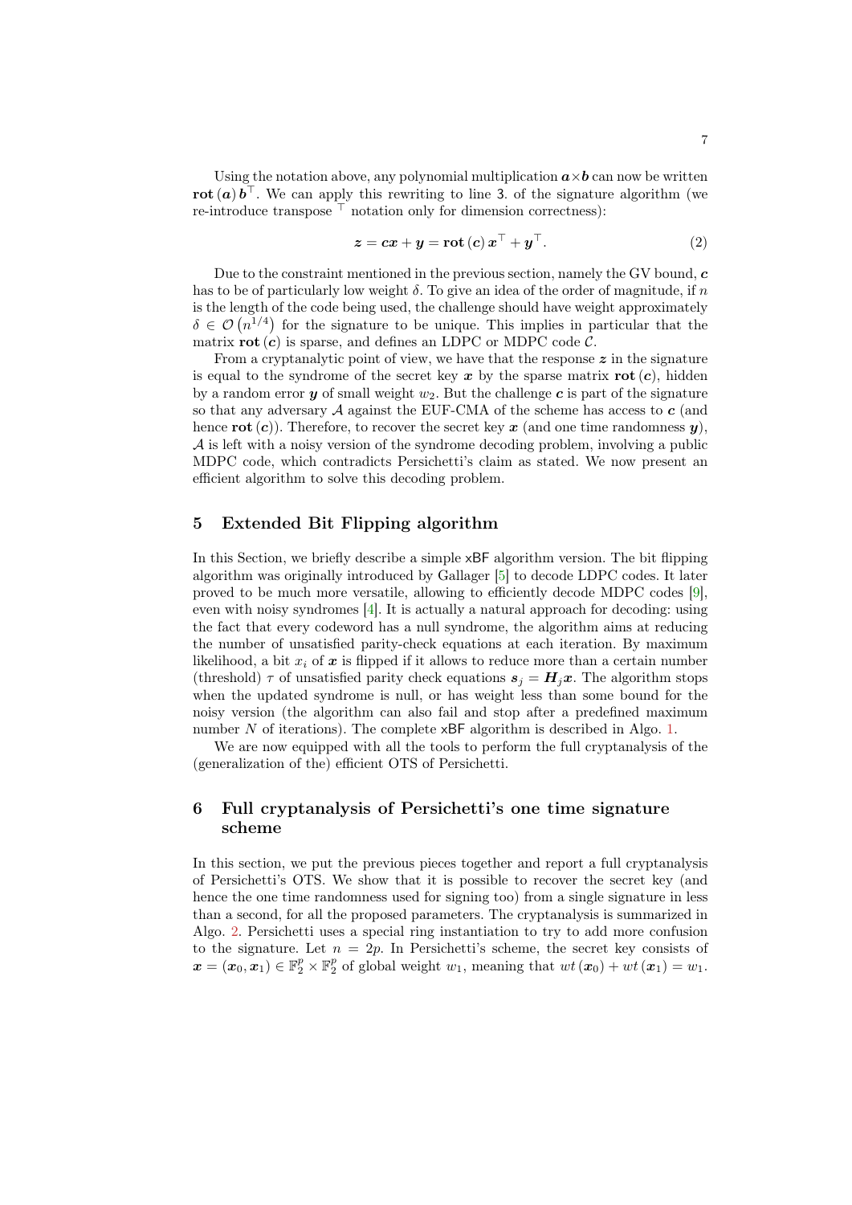Using the notation above, any polynomial multiplication $\boldsymbol{a} \times \boldsymbol{b}$ can now be written $\mathbf{rot}(\boldsymbol{a})\, \boldsymbol{b}^\top$. We can apply this rewriting to line 3. of the signature algorithm (we re-introduce transpose $^\top$ notation only for dimension correctness):

$$\boldsymbol{z} = \boldsymbol{c}\boldsymbol{x} + \boldsymbol{y} = \mathbf{rot}(\boldsymbol{c})\, \boldsymbol{x}^\top + \boldsymbol{y}^\top. \tag{2}$$

Due to the constraint mentioned in the previous section, namely the GV bound, $\boldsymbol{c}$ has to be of particularly low weight $\delta$. To give an idea of the order of magnitude, if $n$ is the length of the code being used, the challenge should have weight approximately $\delta \in \mathcal{O}\left(n^{1/4}\right)$ for the signature to be unique. This implies in particular that the matrix $\mathbf{rot}(\boldsymbol{c})$ is sparse, and defines an LDPC or MDPC code $\mathcal{C}$.

From a cryptanalytic point of view, we have that the response $\boldsymbol{z}$ in the signature is equal to the syndrome of the secret key $\boldsymbol{x}$ by the sparse matrix $\mathbf{rot}(\boldsymbol{c})$, hidden by a random error $\boldsymbol{y}$ of small weight $w_2$. But the challenge $\boldsymbol{c}$ is part of the signature so that any adversary $\mathcal{A}$ against the EUF-CMA of the scheme has access to $\boldsymbol{c}$ (and hence $\mathbf{rot}(\boldsymbol{c})$). Therefore, to recover the secret key $\boldsymbol{x}$ (and one time randomness $\boldsymbol{y}$), $\mathcal{A}$ is left with a noisy version of the syndrome decoding problem, involving a public MDPC code, which contradicts Persichetti's claim as stated. We now present an efficient algorithm to solve this decoding problem.

## 5 Extended Bit Flipping algorithm

In this Section, we briefly describe a simple xBF algorithm version. The bit flipping algorithm was originally introduced by Gallager [5] to decode LDPC codes. It later proved to be much more versatile, allowing to efficiently decode MDPC codes [9], even with noisy syndromes [4]. It is actually a natural approach for decoding: using the fact that every codeword has a null syndrome, the algorithm aims at reducing the number of unsatisfied parity-check equations at each iteration. By maximum likelihood, a bit $x_i$ of $\boldsymbol{x}$ is flipped if it allows to reduce more than a certain number (threshold) $\tau$ of unsatisfied parity check equations $\boldsymbol{s}_j = \boldsymbol{H}_j\boldsymbol{x}$. The algorithm stops when the updated syndrome is null, or has weight less than some bound for the noisy version (the algorithm can also fail and stop after a predefined maximum number $N$ of iterations). The complete xBF algorithm is described in Algo. 1.

We are now equipped with all the tools to perform the full cryptanalysis of the (generalization of the) efficient OTS of Persichetti.

## 6 Full cryptanalysis of Persichetti's one time signature scheme

In this section, we put the previous pieces together and report a full cryptanalysis of Persichetti's OTS. We show that it is possible to recover the secret key (and hence the one time randomness used for signing too) from a single signature in less than a second, for all the proposed parameters. The cryptanalysis is summarized in Algo. 2. Persichetti uses a special ring instantiation to try to add more confusion to the signature. Let $n = 2p$. In Persichetti's scheme, the secret key consists of $\boldsymbol{x} = (\boldsymbol{x}_0, \boldsymbol{x}_1) \in \mathbb{F}_2^p \times \mathbb{F}_2^p$ of global weight $w_1$, meaning that $wt(\boldsymbol{x}_0) + wt(\boldsymbol{x}_1) = w_1$.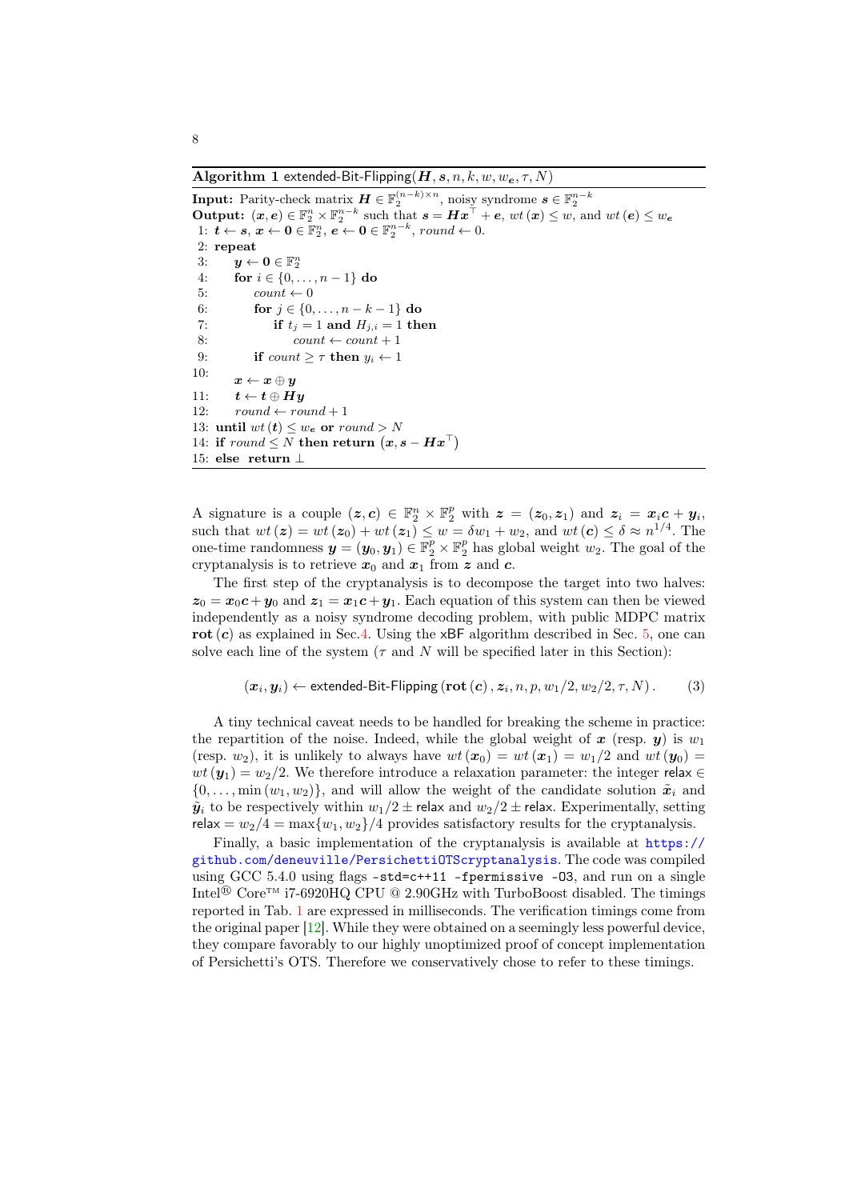**Algorithm 1** extended-Bit-Flipping($\boldsymbol{H}, \boldsymbol{s}, n, k, w, w_{\boldsymbol{e}}, \tau, N$)

**Input:** Parity-check matrix $\boldsymbol{H} \in \mathbb{F}_2^{(n-k)\times n}$, noisy syndrome $\boldsymbol{s} \in \mathbb{F}_2^{n-k}$
**Output:** $(\boldsymbol{x}, \boldsymbol{e}) \in \mathbb{F}_2^n \times \mathbb{F}_2^{n-k}$ such that $\boldsymbol{s} = \boldsymbol{H}\boldsymbol{x}^\top + \boldsymbol{e}$, $wt(\boldsymbol{x}) \leq w$, and $wt(\boldsymbol{e}) \leq w_{\boldsymbol{e}}$

```
 1: t ← s, x ← 0 ∈ F_2^n, e ← 0 ∈ F_2^{n−k}, round ← 0.
 2: repeat
 3:     y ← 0 ∈ F_2^n
 4:     for i ∈ {0, ..., n − 1} do
 5:         count ← 0
 6:         for j ∈ {0, ..., n − k − 1} do
 7:             if t_j = 1 and H_{j,i} = 1 then
 8:                 count ← count + 1
 9:         if count ≥ τ then y_i ← 1
10:     x ← x ⊕ y
11:     t ← t ⊕ Hy
12:     round ← round + 1
13: until wt(t) ≤ w_e or round > N
14: if round ≤ N then return (x, s − Hx^⊤)
15: else return ⊥
```

A signature is a couple $(\boldsymbol{z}, \boldsymbol{c}) \in \mathbb{F}_2^n \times \mathbb{F}_2^p$ with $\boldsymbol{z} = (\boldsymbol{z}_0, \boldsymbol{z}_1)$ and $\boldsymbol{z}_i = \boldsymbol{x}_i\boldsymbol{c} + \boldsymbol{y}_i$, such that $wt(\boldsymbol{z}) = wt(\boldsymbol{z}_0) + wt(\boldsymbol{z}_1) \leq w = \delta w_1 + w_2$, and $wt(\boldsymbol{c}) \leq \delta \approx n^{1/4}$. The one-time randomness $\boldsymbol{y} = (\boldsymbol{y}_0, \boldsymbol{y}_1) \in \mathbb{F}_2^p \times \mathbb{F}_2^p$ has global weight $w_2$. The goal of the cryptanalysis is to retrieve $\boldsymbol{x}_0$ and $\boldsymbol{x}_1$ from $\boldsymbol{z}$ and $\boldsymbol{c}$.

The first step of the cryptanalysis is to decompose the target into two halves: $\boldsymbol{z}_0 = \boldsymbol{x}_0\boldsymbol{c} + \boldsymbol{y}_0$ and $\boldsymbol{z}_1 = \boldsymbol{x}_1\boldsymbol{c} + \boldsymbol{y}_1$. Each equation of this system can then be viewed independently as a noisy syndrome decoding problem, with public MDPC matrix $\mathbf{rot}(\boldsymbol{c})$ as explained in Sec.4. Using the xBF algorithm described in Sec. 5, one can solve each line of the system ($\tau$ and $N$ will be specified later in this Section):

$$(\boldsymbol{x}_i, \boldsymbol{y}_i) \leftarrow \text{extended-Bit-Flipping}\left(\mathbf{rot}(\boldsymbol{c}), \boldsymbol{z}_i, n, p, w_1/2, w_2/2, \tau, N\right). \tag{3}$$

A tiny technical caveat needs to be handled for breaking the scheme in practice: the repartition of the noise. Indeed, while the global weight of $\boldsymbol{x}$ (resp. $\boldsymbol{y}$) is $w_1$ (resp. $w_2$), it is unlikely to always have $wt(\boldsymbol{x}_0) = wt(\boldsymbol{x}_1) = w_1/2$ and $wt(\boldsymbol{y}_0) = wt(\boldsymbol{y}_1) = w_2/2$. We therefore introduce a relaxation parameter: the integer $\mathsf{relax} \in \{0, \ldots, \min(w_1, w_2)\}$, and will allow the weight of the candidate solution $\tilde{\boldsymbol{x}}_i$ and $\tilde{\boldsymbol{y}}_i$ to be respectively within $w_1/2 \pm \mathsf{relax}$ and $w_2/2 \pm \mathsf{relax}$. Experimentally, setting $\mathsf{relax} = w_2/4 = \max\{w_1, w_2\}/4$ provides satisfactory results for the cryptanalysis.

Finally, a basic implementation of the cryptanalysis is available at https://github.com/deneuville/PersichettiOTScryptanalysis. The code was compiled using GCC 5.4.0 using flags `-std=c++11 -fpermissive -O3`, and run on a single Intel® Core™ i7-6920HQ CPU @ 2.90GHz with TurboBoost disabled. The timings reported in Tab. 1 are expressed in milliseconds. The verification timings come from the original paper [12]. While they were obtained on a seemingly less powerful device, they compare favorably to our highly unoptimized proof of concept implementation of Persichetti's OTS. Therefore we conservatively chose to refer to these timings.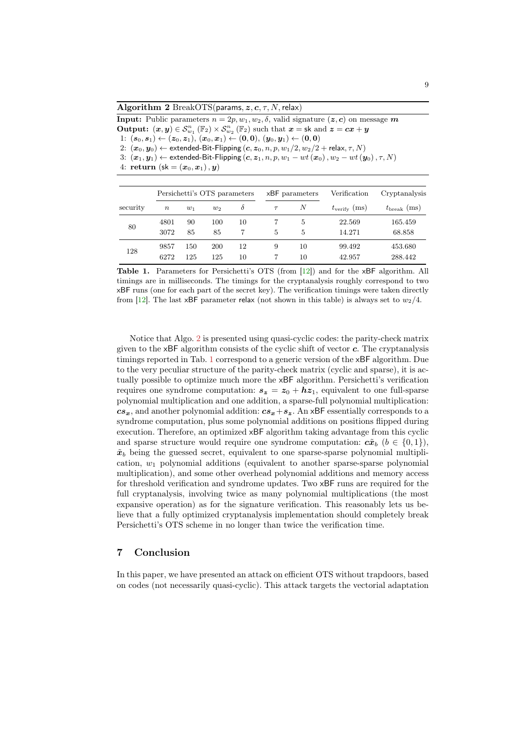**Algorithm 2** BreakOTS(params, $\boldsymbol{z}, \boldsymbol{c}, \tau, N$, relax)

**Input:** Public parameters $n = 2p, w_1, w_2, \delta$, valid signature $(\boldsymbol{z}, \boldsymbol{c})$ on message $\boldsymbol{m}$
**Output:** $(\boldsymbol{x}, \boldsymbol{y}) \in \mathcal{S}^n_{w_1}(\mathbb{F}_2) \times \mathcal{S}^n_{w_2}(\mathbb{F}_2)$ such that $\boldsymbol{x} = \mathsf{sk}$ and $\boldsymbol{z} = \boldsymbol{c}\boldsymbol{x} + \boldsymbol{y}$

1: $(\boldsymbol{s}_0, \boldsymbol{s}_1) \leftarrow (\boldsymbol{z}_0, \boldsymbol{z}_1)$, $(\boldsymbol{x}_0, \boldsymbol{x}_1) \leftarrow (\boldsymbol{0}, \boldsymbol{0})$, $(\boldsymbol{y}_0, \boldsymbol{y}_1) \leftarrow (\boldsymbol{0}, \boldsymbol{0})$
2: $(\boldsymbol{x}_0, \boldsymbol{y}_0) \leftarrow$ extended-Bit-Flipping $(\boldsymbol{c}, \boldsymbol{z}_0, n, p, w_1/2, w_2/2 + \mathsf{relax}, \tau, N)$
3: $(\boldsymbol{x}_1, \boldsymbol{y}_1) \leftarrow$ extended-Bit-Flipping $(\boldsymbol{c}, \boldsymbol{z}_1, n, p, w_1 - wt(\boldsymbol{x}_0), w_2 - wt(\boldsymbol{y}_0), \tau, N)$
4: **return** $(\mathsf{sk} = (\boldsymbol{x}_0, \boldsymbol{x}_1), \boldsymbol{y})$

| | Persichetti's OTS parameters | | | | xBF parameters | | Verification | Cryptanalysis |
|---|---|---|---|---|---|---|---|---|
| security | $n$ | $w_1$ | $w_2$ | $\delta$ | $\tau$ | $N$ | $t_{\text{verify}}$ (ms) | $t_{\text{break}}$ (ms) |
| 80 | 4801 | 90 | 100 | 10 | 7 | 5 | 22.569 | 165.459 |
| | 3072 | 85 | 85 | 7 | 5 | 5 | 14.271 | 68.858 |
| 128 | 9857 | 150 | 200 | 12 | 9 | 10 | 99.492 | 453.680 |
| | 6272 | 125 | 125 | 10 | 7 | 10 | 42.957 | 288.442 |

**Table 1.** Parameters for Persichetti's OTS (from [12]) and for the xBF algorithm. All timings are in milliseconds. The timings for the cryptanalysis roughly correspond to two xBF runs (one for each part of the secret key). The verification timings were taken directly from [12]. The last xBF parameter relax (not shown in this table) is always set to $w_2/4$.

Notice that Algo. 2 is presented using quasi-cyclic codes: the parity-check matrix given to the xBF algorithm consists of the cyclic shift of vector $\boldsymbol{c}$. The cryptanalysis timings reported in Tab. 1 correspond to a generic version of the xBF algorithm. Due to the very peculiar structure of the parity-check matrix (cyclic and sparse), it is actually possible to optimize much more the xBF algorithm. Persichetti's verification requires one syndrome computation: $\boldsymbol{s_z} = \boldsymbol{z}_0 + \boldsymbol{h}\boldsymbol{z}_1$, equivalent to one full-sparse polynomial multiplication and one addition, a sparse-full polynomial multiplication: $\boldsymbol{c}\boldsymbol{s_x}$, and another polynomial addition: $\boldsymbol{c}\boldsymbol{s_x} + \boldsymbol{s_z}$. An xBF essentially corresponds to a syndrome computation, plus some polynomial additions on positions flipped during execution. Therefore, an optimized xBF algorithm taking advantage from this cyclic and sparse structure would require one syndrome computation: $\boldsymbol{c}\tilde{\boldsymbol{x}}_b$ ($b \in \{0, 1\}$), $\tilde{\boldsymbol{x}}_b$ being the guessed secret, equivalent to one sparse-sparse polynomial multiplication, $w_1$ polynomial additions (equivalent to another sparse-sparse polynomial multiplication), and some other overhead polynomial additions and memory access for threshold verification and syndrome updates. Two xBF runs are required for the full cryptanalysis, involving twice as many polynomial multiplications (the most expansive operation) as for the signature verification. This reasonably lets us believe that a fully optimized cryptanalysis implementation should completely break Persichetti's OTS scheme in no longer than twice the verification time.

## 7 Conclusion

In this paper, we have presented an attack on efficient OTS without trapdoors, based on codes (not necessarily quasi-cyclic). This attack targets the vectorial adaptation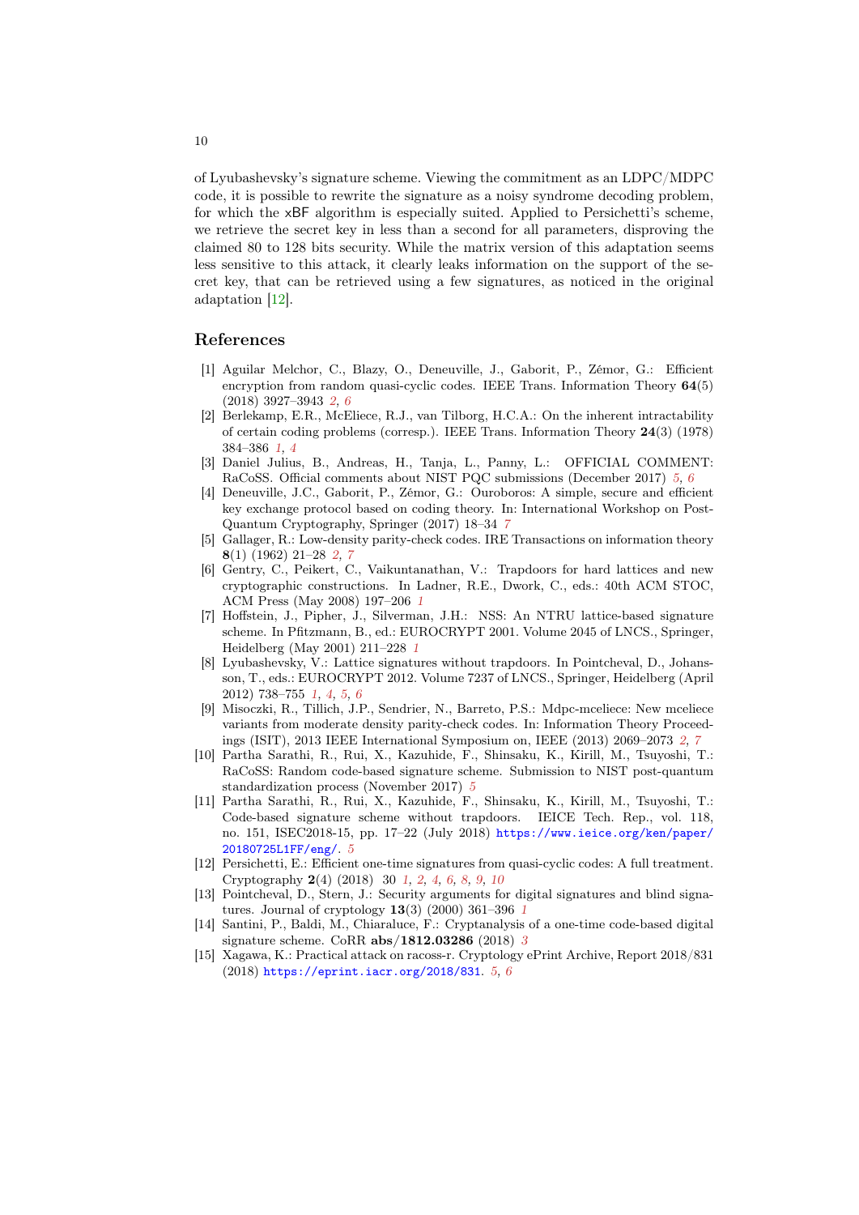of Lyubashevsky's signature scheme. Viewing the commitment as an LDPC/MDPC code, it is possible to rewrite the signature as a noisy syndrome decoding problem, for which the xBF algorithm is especially suited. Applied to Persichetti's scheme, we retrieve the secret key in less than a second for all parameters, disproving the claimed 80 to 128 bits security. While the matrix version of this adaptation seems less sensitive to this attack, it clearly leaks information on the support of the secret key, that can be retrieved using a few signatures, as noticed in the original adaptation [12].

## References

1. Aguilar Melchor, C., Blazy, O., Deneuville, J., Gaborit, P., Zémor, G.: Efficient encryption from random quasi-cyclic codes. IEEE Trans. Information Theory **64**(5) (2018) 3927–3943 *2, 6*
2. Berlekamp, E.R., McEliece, R.J., van Tilborg, H.C.A.: On the inherent intractability of certain coding problems (corresp.). IEEE Trans. Information Theory **24**(3) (1978) 384–386 *1, 4*
3. Daniel Julius, B., Andreas, H., Tanja, L., Panny, L.: OFFICIAL COMMENT: RaCoSS. Official comments about NIST PQC submissions (December 2017) *5, 6*
4. Deneuville, J.C., Gaborit, P., Zémor, G.: Ouroboros: A simple, secure and efficient key exchange protocol based on coding theory. In: International Workshop on Post-Quantum Cryptography, Springer (2017) 18–34 *7*
5. Gallager, R.: Low-density parity-check codes. IRE Transactions on information theory **8**(1) (1962) 21–28 *2, 7*
6. Gentry, C., Peikert, C., Vaikuntanathan, V.: Trapdoors for hard lattices and new cryptographic constructions. In Ladner, R.E., Dwork, C., eds.: 40th ACM STOC, ACM Press (May 2008) 197–206 *1*
7. Hoffstein, J., Pipher, J., Silverman, J.H.: NSS: An NTRU lattice-based signature scheme. In Pfitzmann, B., ed.: EUROCRYPT 2001. Volume 2045 of LNCS., Springer, Heidelberg (May 2001) 211–228 *1*
8. Lyubashevsky, V.: Lattice signatures without trapdoors. In Pointcheval, D., Johansson, T., eds.: EUROCRYPT 2012. Volume 7237 of LNCS., Springer, Heidelberg (April 2012) 738–755 *1, 4, 5, 6*
9. Misoczki, R., Tillich, J.P., Sendrier, N., Barreto, P.S.: Mdpc-mceliece: New mceliece variants from moderate density parity-check codes. In: Information Theory Proceedings (ISIT), 2013 IEEE International Symposium on, IEEE (2013) 2069–2073 *2, 7*
10. Partha Sarathi, R., Rui, X., Kazuhide, F., Shinsaku, K., Kirill, M., Tsuyoshi, T.: RaCoSS: Random code-based signature scheme. Submission to NIST post-quantum standardization process (November 2017) *5*
11. Partha Sarathi, R., Rui, X., Kazuhide, F., Shinsaku, K., Kirill, M., Tsuyoshi, T.: Code-based signature scheme without trapdoors. IEICE Tech. Rep., vol. 118, no. 151, ISEC2018-15, pp. 17–22 (July 2018) https://www.ieice.org/ken/paper/20180725L1FF/eng/. *5*
12. Persichetti, E.: Efficient one-time signatures from quasi-cyclic codes: A full treatment. Cryptography **2**(4) (2018) 30 *1, 2, 4, 6, 8, 9, 10*
13. Pointcheval, D., Stern, J.: Security arguments for digital signatures and blind signatures. Journal of cryptology **13**(3) (2000) 361–396 *1*
14. Santini, P., Baldi, M., Chiaraluce, F.: Cryptanalysis of a one-time code-based digital signature scheme. CoRR **abs/1812.03286** (2018) *3*
15. Xagawa, K.: Practical attack on racoss-r. Cryptology ePrint Archive, Report 2018/831 (2018) https://eprint.iacr.org/2018/831. *5, 6*